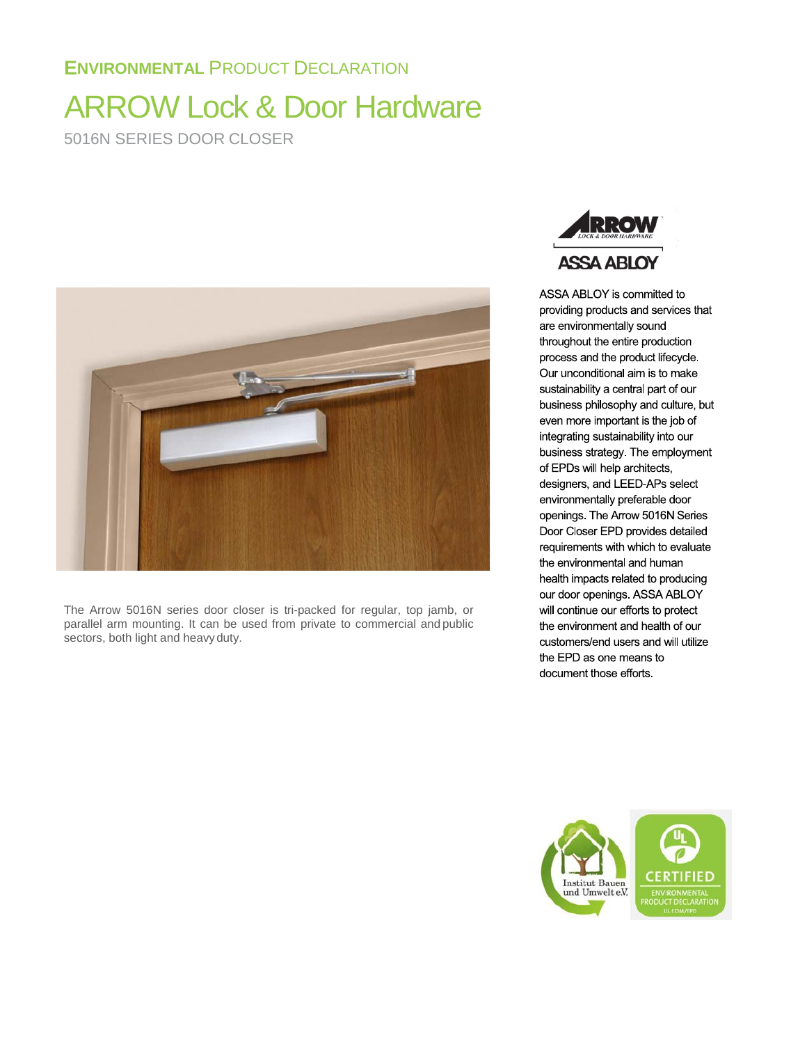**ENVIRONMENTAL** PRODUCT DECLARATION

# ARROW Lock & Door Hardware

5016N SERIES DOOR CLOSER

The Arrow 5016N series door closer is tri-packed for regular, top jamb, or parallel arm mounting. It can be used from private to commercial and public sectors, both light and heavy duty.

ASSA ABLOY is committed to providing products and services that are environmentally sound throughout the entire production process and the product lifecycle. Our unconditional aim is to make sustainability a central part of our business philosophy and culture, but even more important is the job of integrating sustainability into our business strategy. The employment of EPDs will help architects, designers, and LEED-APs select environmentally preferable door openings. The Arrow 5016N Series Door Closer EPD provides detailed requirements with which to evaluate the environmental and human health impacts related to producing our door openings. ASSA ABLOY will continue our efforts to protect the environment and health of our customers/end users and will utilize the EPD as one means to document those efforts.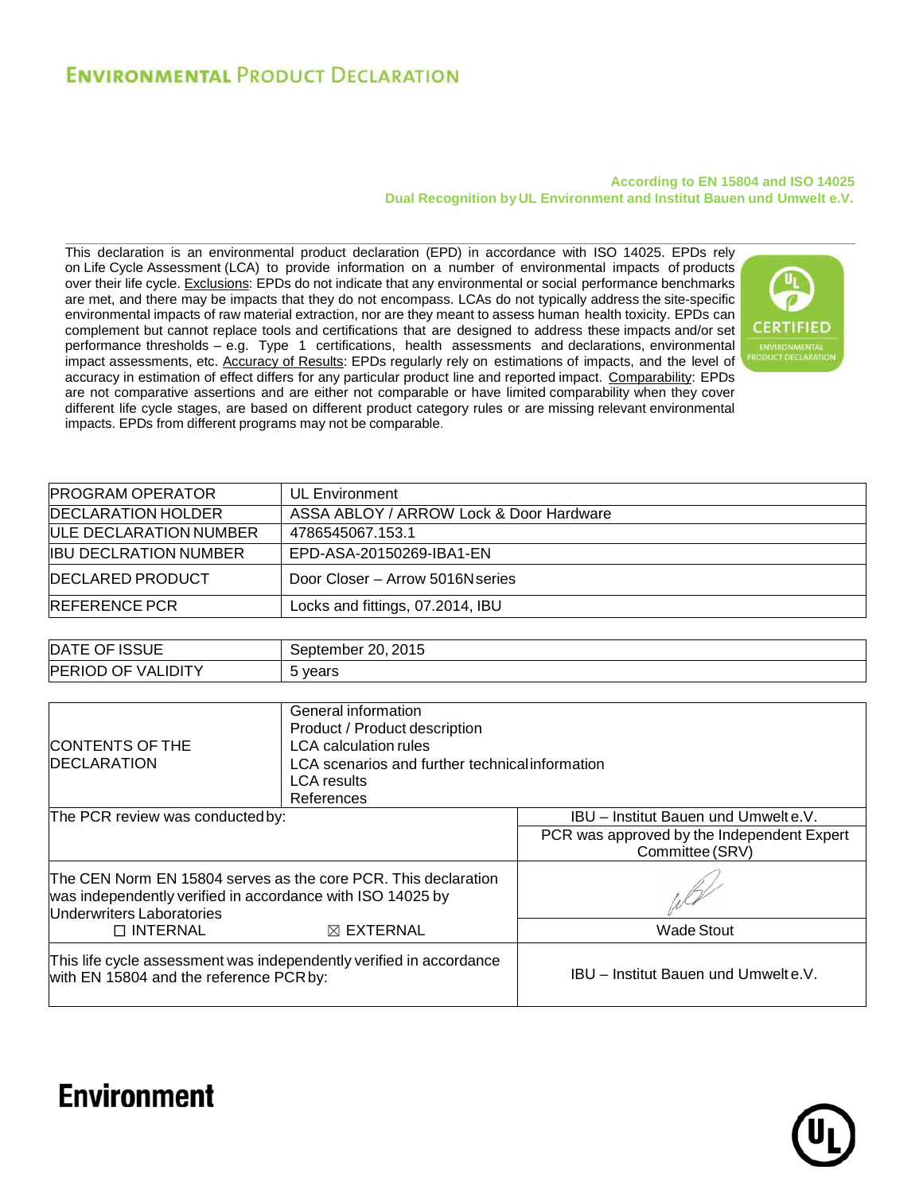# ENVIRONMENTAL PRODUCT DECLARATION

**According to EN 15804 and ISO 14025**
**Dual Recognition by UL Environment and Institut Bauen und Umwelt e.V.**

This declaration is an environmental product declaration (EPD) in accordance with ISO 14025. EPDs rely on Life Cycle Assessment (LCA) to provide information on a number of environmental impacts of products over their life cycle. Exclusions: EPDs do not indicate that any environmental or social performance benchmarks are met, and there may be impacts that they do not encompass. LCAs do not typically address the site-specific environmental impacts of raw material extraction, nor are they meant to assess human health toxicity. EPDs can complement but cannot replace tools and certifications that are designed to address these impacts and/or set performance thresholds – e.g. Type 1 certifications, health assessments and declarations, environmental impact assessments, etc. Accuracy of Results: EPDs regularly rely on estimations of impacts, and the level of accuracy in estimation of effect differs for any particular product line and reported impact. Comparability: EPDs are not comparative assertions and are either not comparable or have limited comparability when they cover different life cycle stages, are based on different product category rules or are missing relevant environmental impacts. EPDs from different programs may not be comparable.

| | |
|---|---|
| PROGRAM OPERATOR | UL Environment |
| DECLARATION HOLDER | ASSA ABLOY / ARROW Lock & Door Hardware |
| ULE DECLARATION NUMBER | 4786545067.153.1 |
| IBU DECLRATION NUMBER | EPD-ASA-20150269-IBA1-EN |
| DECLARED PRODUCT | Door Closer – Arrow 5016N series |
| REFERENCE PCR | Locks and fittings, 07.2014, IBU |

| | |
|---|---|
| DATE OF ISSUE | September 20, 2015 |
| PERIOD OF VALIDITY | 5 years |

| | | |
|---|---|---|
| CONTENTS OF THE DECLARATION | General information<br>Product / Product description<br>LCA calculation rules<br>LCA scenarios and further technical information<br>LCA results<br>References | |
| The PCR review was conducted by: | | IBU – Institut Bauen und Umwelt e.V.<br>PCR was approved by the Independent Expert Committee (SRV) |
| The CEN Norm EN 15804 serves as the core PCR. This declaration was independently verified in accordance with ISO 14025 by Underwriters Laboratories<br>☐ INTERNAL ☒ EXTERNAL | | Wade Stout |
| This life cycle assessment was independently verified in accordance with EN 15804 and the reference PCR by: | | IBU – Institut Bauen und Umwelt e.V. |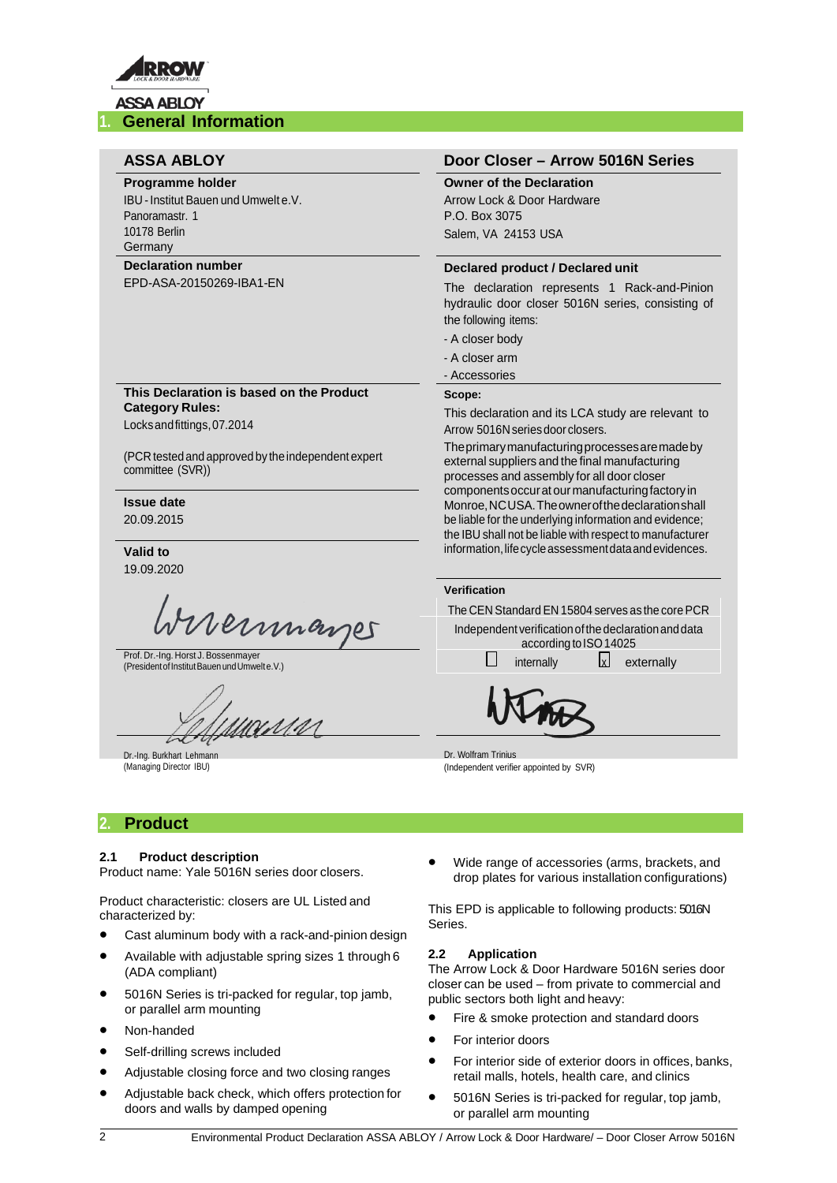ARROW LOCK & DOOR HARDWARE
ASSA ABLOY

# 1. General Information

## ASSA ABLOY

**Programme holder**
IBU - Institut Bauen und Umwelt e.V.
Panoramastr. 1
10178 Berlin
Germany

**Declaration number**
EPD-ASA-20150269-IBA1-EN

**This Declaration is based on the Product Category Rules:**
Locks and fittings, 07.2014

(PCR tested and approved by the independent expert committee (SVR))

**Issue date**
20.09.2015

**Valid to**
19.09.2020

Prof. Dr.-Ing. Horst J. Bossenmayer
(President of Institut Bauen und Umwelt e.V.)

Dr.-Ing. Burkhart Lehmann
(Managing Director IBU)

## Door Closer – Arrow 5016N Series

**Owner of the Declaration**
Arrow Lock & Door Hardware
P.O. Box 3075
Salem, VA 24153 USA

**Declared product / Declared unit**
The declaration represents 1 Rack-and-Pinion hydraulic door closer 5016N series, consisting of the following items:

- A closer body
- A closer arm
- Accessories

**Scope:**
This declaration and its LCA study are relevant to Arrow 5016N series door closers.
The primary manufacturing processes are made by external suppliers and the final manufacturing processes and assembly for all door closer components occur at our manufacturing factory in Monroe, NC USA. The owner of the declaration shall be liable for the underlying information and evidence; the IBU shall not be liable with respect to manufacturer information, life cycle assessment data and evidences.

**Verification**
The CEN Standard EN 15804 serves as the core PCR
Independent verification of the declaration and data according to ISO 14025

☐ internally ☒ externally

Dr. Wolfram Trinius
(Independent verifier appointed by SVR)

# 2. Product

### 2.1 Product description

Product name: Yale 5016N series door closers.

Product characteristic: closers are UL Listed and characterized by:

- Cast aluminum body with a rack-and-pinion design
- Available with adjustable spring sizes 1 through 6 (ADA compliant)
- 5016N Series is tri-packed for regular, top jamb, or parallel arm mounting
- Non-handed
- Self-drilling screws included
- Adjustable closing force and two closing ranges
- Adjustable back check, which offers protection for doors and walls by damped opening
- Wide range of accessories (arms, brackets, and drop plates for various installation configurations)

This EPD is applicable to following products: 5016N Series.

### 2.2 Application

The Arrow Lock & Door Hardware 5016N series door closer can be used – from private to commercial and public sectors both light and heavy:

- Fire & smoke protection and standard doors
- For interior doors
- For interior side of exterior doors in offices, banks, retail malls, hotels, health care, and clinics
- 5016N Series is tri-packed for regular, top jamb, or parallel arm mounting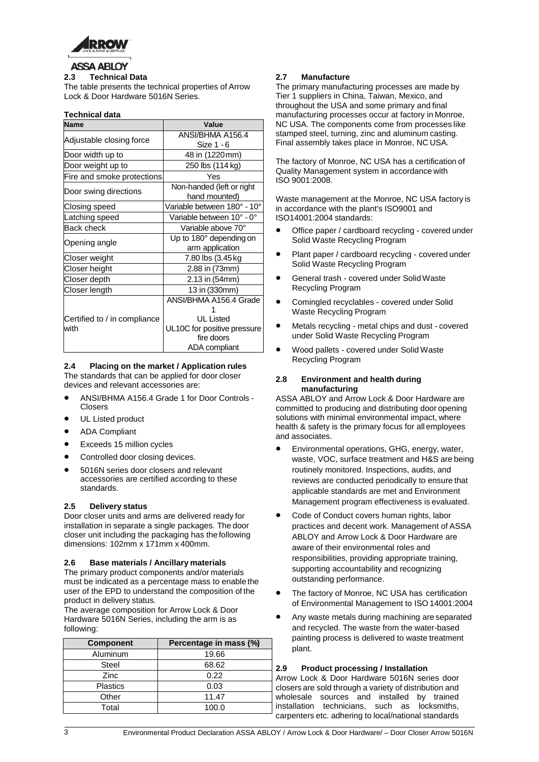### 2.3 Technical Data

The table presents the technical properties of Arrow Lock & Door Hardware 5016N Series.

**Technical data**

| Name | Value |
|---|---|
| Adjustable closing force | ANSI/BHMA A156.4 Size 1 - 6 |
| Door width up to | 48 in (1220mm) |
| Door weight up to | 250 lbs (114 kg) |
| Fire and smoke protections | Yes |
| Door swing directions | Non-handed (left or right hand mounted) |
| Closing speed | Variable between 180° - 10° |
| Latching speed | Variable between 10° - 0° |
| Back check | Variable above 70° |
| Opening angle | Up to 180° depending on arm application |
| Closer weight | 7.80 lbs (3.45 kg |
| Closer height | 2.88 in (73mm) |
| Closer depth | 2.13 in (54mm) |
| Closer length | 13 in (330mm) |
| Certified to / in compliance with | ANSI/BHMA A156.4 Grade 1<br>UL Listed<br>UL10C for positive pressure fire doors<br>ADA compliant |

### 2.4 Placing on the market / Application rules

The standards that can be applied for door closer devices and relevant accessories are:

- ANSI/BHMA A156.4 Grade 1 for Door Controls - Closers
- UL Listed product
- ADA Compliant
- Exceeds 15 million cycles
- Controlled door closing devices.
- 5016N series door closers and relevant accessories are certified according to these standards.

### 2.5 Delivery status

Door closer units and arms are delivered ready for installation in separate a single packages. The door closer unit including the packaging has the following dimensions: 102mm x 171mm x 400mm.

### 2.6 Base materials / Ancillary materials

The primary product components and/or materials must be indicated as a percentage mass to enable the user of the EPD to understand the composition of the product in delivery status.

The average composition for Arrow Lock & Door Hardware 5016N Series, including the arm is as following:

| Component | Percentage in mass (%) |
|---|---|
| Aluminum | 19.66 |
| Steel | 68.62 |
| Zinc | 0.22 |
| Plastics | 0.03 |
| Other | 11.47 |
| Total | 100.0 |

### 2.7 Manufacture

The primary manufacturing processes are made by Tier 1 suppliers in China, Taiwan, Mexico, and throughout the USA and some primary and final manufacturing processes occur at factory in Monroe, NC USA. The components come from processes like stamped steel, turning, zinc and aluminum casting. Final assembly takes place in Monroe, NC USA.

The factory of Monroe, NC USA has a certification of Quality Management system in accordance with ISO 9001:2008.

Waste management at the Monroe, NC USA factory is in accordance with the plant's ISO9001 and ISO14001:2004 standards:

- Office paper / cardboard recycling - covered under Solid Waste Recycling Program
- Plant paper / cardboard recycling - covered under Solid Waste Recycling Program
- General trash - covered under Solid Waste Recycling Program
- Comingled recyclables - covered under Solid Waste Recycling Program
- Metals recycling - metal chips and dust - covered under Solid Waste Recycling Program
- Wood pallets - covered under Solid Waste Recycling Program

### 2.8 Environment and health during manufacturing

ASSA ABLOY and Arrow Lock & Door Hardware are committed to producing and distributing door opening solutions with minimal environmental impact, where health & safety is the primary focus for all employees and associates.

- Environmental operations, GHG, energy, water, waste, VOC, surface treatment and H&S are being routinely monitored. Inspections, audits, and reviews are conducted periodically to ensure that applicable standards are met and Environment Management program effectiveness is evaluated.
- Code of Conduct covers human rights, labor practices and decent work. Management of ASSA ABLOY and Arrow Lock & Door Hardware are aware of their environmental roles and responsibilities, providing appropriate training, supporting accountability and recognizing outstanding performance.
- The factory of Monroe, NC USA has certification of Environmental Management to ISO 14001:2004
- Any waste metals during machining are separated and recycled. The waste from the water-based painting process is delivered to waste treatment plant.

### 2.9 Product processing / Installation

Arrow Lock & Door Hardware 5016N series door closers are sold through a variety of distribution and wholesale sources and installed by trained installation technicians, such as locksmiths, carpenters etc. adhering to local/national standards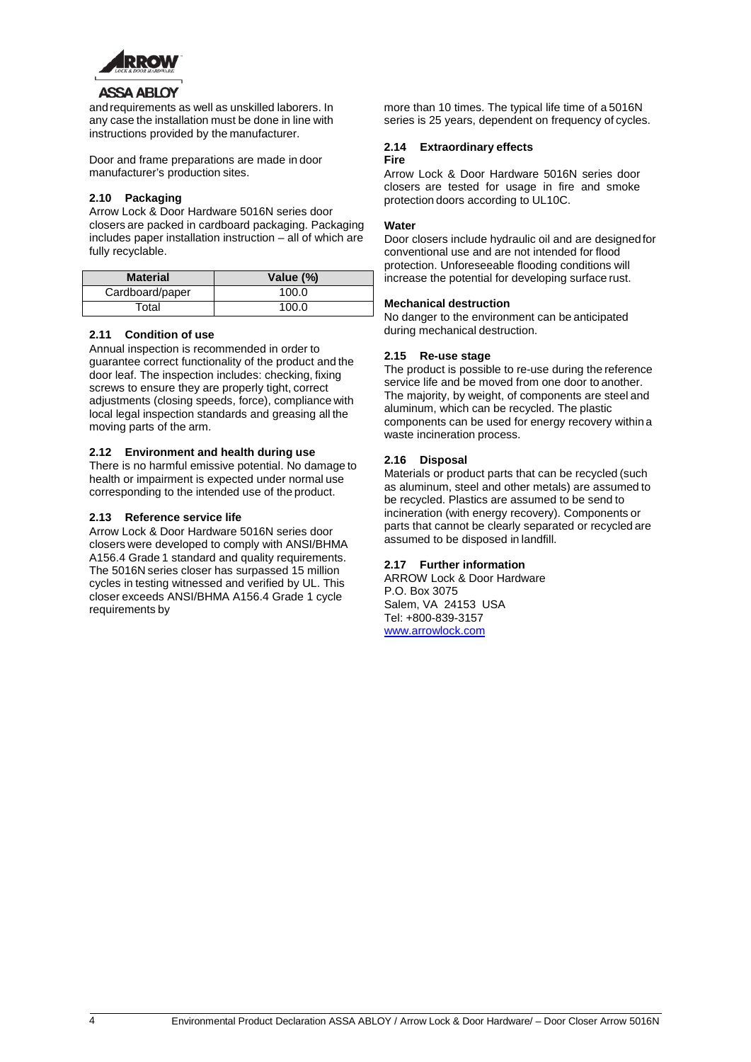and requirements as well as unskilled laborers. In any case the installation must be done in line with instructions provided by the manufacturer.

Door and frame preparations are made in door manufacturer's production sites.

### 2.10 Packaging

Arrow Lock & Door Hardware 5016N series door closers are packed in cardboard packaging. Packaging includes paper installation instruction – all of which are fully recyclable.

| Material | Value (%) |
|---|---|
| Cardboard/paper | 100.0 |
| Total | 100.0 |

### 2.11 Condition of use

Annual inspection is recommended in order to guarantee correct functionality of the product and the door leaf. The inspection includes: checking, fixing screws to ensure they are properly tight, correct adjustments (closing speeds, force), compliance with local legal inspection standards and greasing all the moving parts of the arm.

### 2.12 Environment and health during use

There is no harmful emissive potential. No damage to health or impairment is expected under normal use corresponding to the intended use of the product.

### 2.13 Reference service life

Arrow Lock & Door Hardware 5016N series door closers were developed to comply with ANSI/BHMA A156.4 Grade 1 standard and quality requirements. The 5016N series closer has surpassed 15 million cycles in testing witnessed and verified by UL. This closer exceeds ANSI/BHMA A156.4 Grade 1 cycle requirements by more than 10 times. The typical life time of a 5016N series is 25 years, dependent on frequency of cycles.

### 2.14 Extraordinary effects

**Fire**

Arrow Lock & Door Hardware 5016N series door closers are tested for usage in fire and smoke protection doors according to UL10C.

**Water**

Door closers include hydraulic oil and are designed for conventional use and are not intended for flood protection. Unforeseeable flooding conditions will increase the potential for developing surface rust.

**Mechanical destruction**

No danger to the environment can be anticipated during mechanical destruction.

### 2.15 Re-use stage

The product is possible to re-use during the reference service life and be moved from one door to another. The majority, by weight, of components are steel and aluminum, which can be recycled. The plastic components can be used for energy recovery within a waste incineration process.

### 2.16 Disposal

Materials or product parts that can be recycled (such as aluminum, steel and other metals) are assumed to be recycled. Plastics are assumed to be send to incineration (with energy recovery). Components or parts that cannot be clearly separated or recycled are assumed to be disposed in landfill.

### 2.17 Further information

ARROW Lock & Door Hardware
P.O. Box 3075
Salem, VA 24153 USA
Tel: +800-839-3157
www.arrowlock.com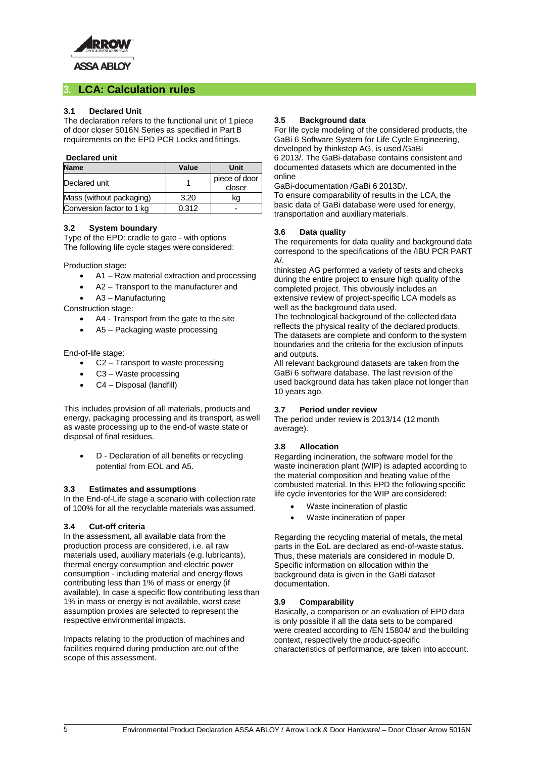## 3. LCA: Calculation rules

### 3.1 Declared Unit

The declaration refers to the functional unit of 1 piece of door closer 5016N Series as specified in Part B requirements on the EPD PCR Locks and fittings.

**Declared unit**

| Name | Value | Unit |
|---|---|---|
| Declared unit | 1 | piece of door closer |
| Mass (without packaging) | 3.20 | kg |
| Conversion factor to 1 kg | 0.312 | - |

### 3.2 System boundary

Type of the EPD: cradle to gate - with options
The following life cycle stages were considered:

Production stage:

- A1 – Raw material extraction and processing
- A2 – Transport to the manufacturer and
- A3 – Manufacturing

Construction stage:

- A4 - Transport from the gate to the site
- A5 – Packaging waste processing

End-of-life stage:

- C2 – Transport to waste processing
- C3 – Waste processing
- C4 – Disposal (landfill)

This includes provision of all materials, products and energy, packaging processing and its transport, as well as waste processing up to the end-of waste state or disposal of final residues.

- D - Declaration of all benefits or recycling potential from EOL and A5.

### 3.3 Estimates and assumptions

In the End-of-Life stage a scenario with collection rate of 100% for all the recyclable materials was assumed.

### 3.4 Cut-off criteria

In the assessment, all available data from the production process are considered, i.e. all raw materials used, auxiliary materials (e.g. lubricants), thermal energy consumption and electric power consumption - including material and energy flows contributing less than 1% of mass or energy (if available). In case a specific flow contributing less than 1% in mass or energy is not available, worst case assumption proxies are selected to represent the respective environmental impacts.

Impacts relating to the production of machines and facilities required during production are out of the scope of this assessment.

### 3.5 Background data

For life cycle modeling of the considered products, the GaBi 6 Software System for Life Cycle Engineering, developed by thinkstep AG, is used /GaBi 6 2013/. The GaBi-database contains consistent and documented datasets which are documented in the online GaBi-documentation /GaBi 6 2013D/.
To ensure comparability of results in the LCA, the basic data of GaBi database were used for energy, transportation and auxiliary materials.

### 3.6 Data quality

The requirements for data quality and background data correspond to the specifications of the /IBU PCR PART A/.
thinkstep AG performed a variety of tests and checks during the entire project to ensure high quality of the completed project. This obviously includes an extensive review of project-specific LCA models as well as the background data used.
The technological background of the collected data reflects the physical reality of the declared products. The datasets are complete and conform to the system boundaries and the criteria for the exclusion of inputs and outputs.
All relevant background datasets are taken from the GaBi 6 software database. The last revision of the used background data has taken place not longer than 10 years ago.

### 3.7 Period under review

The period under review is 2013/14 (12 month average).

### 3.8 Allocation

Regarding incineration, the software model for the waste incineration plant (WIP) is adapted according to the material composition and heating value of the combusted material. In this EPD the following specific life cycle inventories for the WIP are considered:

- Waste incineration of plastic
- Waste incineration of paper

Regarding the recycling material of metals, the metal parts in the EoL are declared as end-of-waste status. Thus, these materials are considered in module D. Specific information on allocation within the background data is given in the GaBi dataset documentation.

### 3.9 Comparability

Basically, a comparison or an evaluation of EPD data is only possible if all the data sets to be compared were created according to /EN 15804/ and the building context, respectively the product-specific characteristics of performance, are taken into account.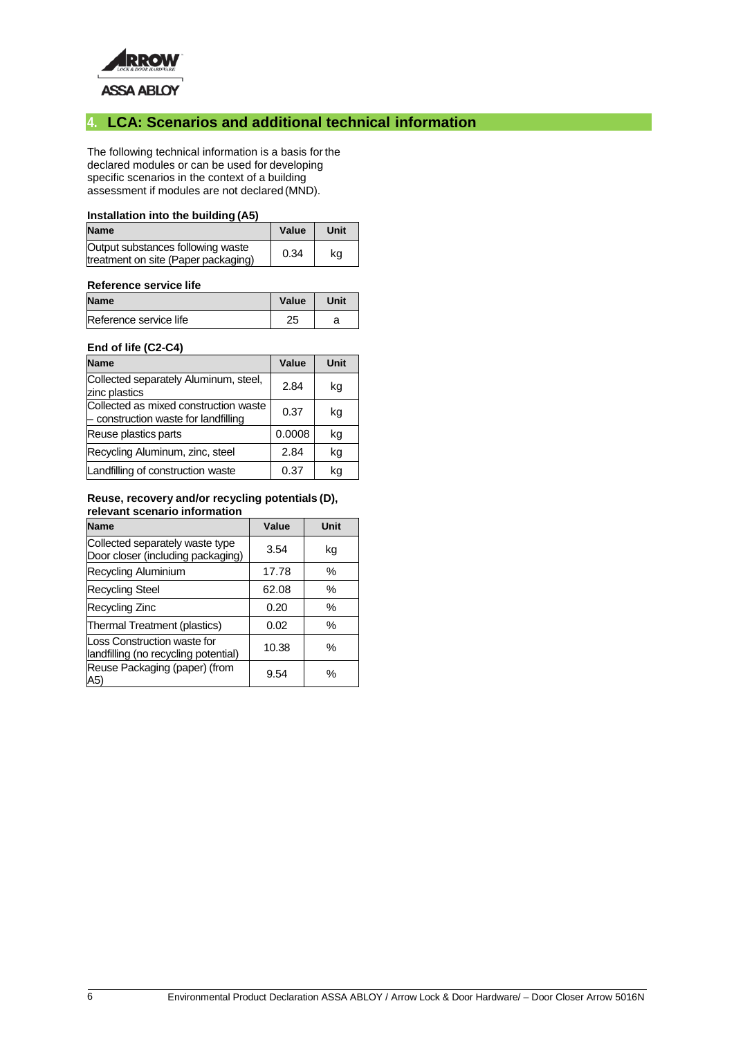## 4. LCA: Scenarios and additional technical information

The following technical information is a basis for the declared modules or can be used for developing specific scenarios in the context of a building assessment if modules are not declared (MND).

**Installation into the building (A5)**

| Name | Value | Unit |
|---|---|---|
| Output substances following waste treatment on site (Paper packaging) | 0.34 | kg |

**Reference service life**

| Name | Value | Unit |
|---|---|---|
| Reference service life | 25 | a |

**End of life (C2-C4)**

| Name | Value | Unit |
|---|---|---|
| Collected separately Aluminum, steel, zinc plastics | 2.84 | kg |
| Collected as mixed construction waste – construction waste for landfilling | 0.37 | kg |
| Reuse plastics parts | 0.0008 | kg |
| Recycling Aluminum, zinc, steel | 2.84 | kg |
| Landfilling of construction waste | 0.37 | kg |

**Reuse, recovery and/or recycling potentials (D), relevant scenario information**

| Name | Value | Unit |
|---|---|---|
| Collected separately waste type Door closer (including packaging) | 3.54 | kg |
| Recycling Aluminium | 17.78 | % |
| Recycling Steel | 62.08 | % |
| Recycling Zinc | 0.20 | % |
| Thermal Treatment (plastics) | 0.02 | % |
| Loss Construction waste for landfilling (no recycling potential) | 10.38 | % |
| Reuse Packaging (paper) (from A5) | 9.54 | % |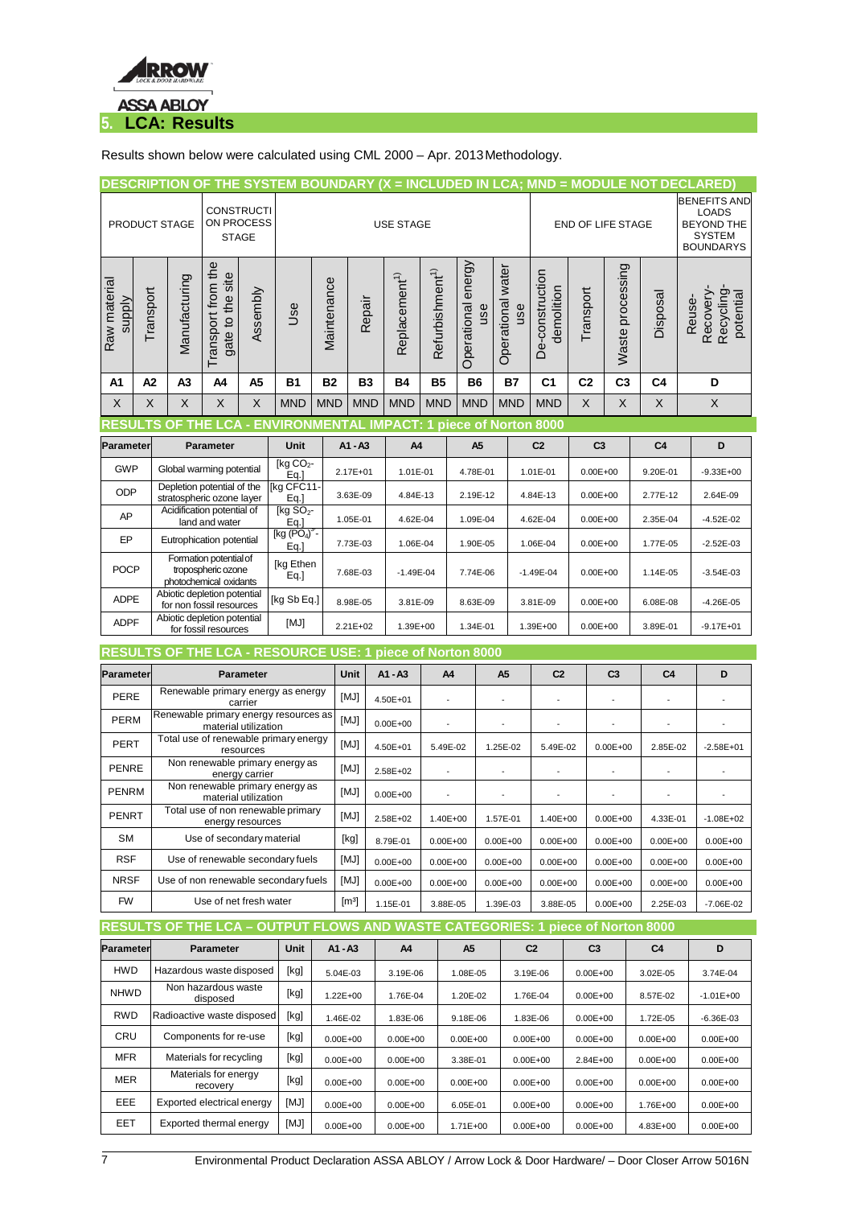## 5. LCA: Results

Results shown below were calculated using CML 2000 – Apr. 2013 Methodology.

**DESCRIPTION OF THE SYSTEM BOUNDARY (X = INCLUDED IN LCA; MND = MODULE NOT DECLARED)**

| PRODUCT STAGE | | | CONSTRUCTION PROCESS STAGE | | USE STAGE | | | | | | | END OF LIFE STAGE | | | | BENEFITS AND LOADS BEYOND THE SYSTEM BOUNDARYS |
|---|---|---|---|---|---|---|---|---|---|---|---|---|---|---|---|---|
| Raw material supply | Transport | Manufacturing | Transport from the gate to the site | Assembly | Use | Maintenance | Repair | Replacement[1)] | Refurbishment[1)] | Operational energy use | Operational water use | De-construction demolition | Transport | Waste processing | Disposal | Reuse-Recovery-Recycling-potential |
| A1 | A2 | A3 | A4 | A5 | B1 | B2 | B3 | B4 | B5 | B6 | B7 | C1 | C2 | C3 | C4 | D |
| X | X | X | X | X | MND | MND | MND | MND | MND | MND | MND | MND | X | X | X | X |

**RESULTS OF THE LCA - ENVIRONMENTAL IMPACT: 1 piece of Norton 8000**

| Parameter | Parameter | Unit | A1 - A3 | A4 | A5 | C2 | C3 | C4 | D |
|---|---|---|---|---|---|---|---|---|---|
| GWP | Global warming potential | [kg $CO_2$-Eq.] | 2.17E+01 | 1.01E-01 | 4.78E-01 | 1.01E-01 | 0.00E+00 | 9.20E-01 | -9.33E+00 |
| ODP | Depletion potential of the stratospheric ozone layer | [kg CFC11-Eq.] | 3.63E-09 | 4.84E-13 | 2.19E-12 | 4.84E-13 | 0.00E+00 | 2.77E-12 | 2.64E-09 |
| AP | Acidification potential of land and water | [kg $SO_2$-Eq.] | 1.05E-01 | 4.62E-04 | 1.09E-04 | 4.62E-04 | 0.00E+00 | 2.35E-04 | -4.52E-02 |
| EP | Eutrophication potential | [kg $(PO_4)^{3-}$-Eq.] | 7.73E-03 | 1.06E-04 | 1.90E-05 | 1.06E-04 | 0.00E+00 | 1.77E-05 | -2.52E-03 |
| POCP | Formation potential of tropospheric ozone photochemical oxidants | [kg Ethen Eq.] | 7.68E-03 | -1.49E-04 | 7.74E-06 | -1.49E-04 | 0.00E+00 | 1.14E-05 | -3.54E-03 |
| ADPE | Abiotic depletion potential for non fossil resources | [kg Sb Eq.] | 8.98E-05 | 3.81E-09 | 8.63E-09 | 3.81E-09 | 0.00E+00 | 6.08E-08 | -4.26E-05 |
| ADPF | Abiotic depletion potential for fossil resources | [MJ] | 2.21E+02 | 1.39E+00 | 1.34E-01 | 1.39E+00 | 0.00E+00 | 3.89E-01 | -9.17E+01 |

**RESULTS OF THE LCA - RESOURCE USE: 1 piece of Norton 8000**

| Parameter | Parameter | Unit | A1 - A3 | A4 | A5 | C2 | C3 | C4 | D |
|---|---|---|---|---|---|---|---|---|---|
| PERE | Renewable primary energy as energy carrier | [MJ] | 4.50E+01 | - | - | - | - | - | - |
| PERM | Renewable primary energy resources as material utilization | [MJ] | 0.00E+00 | - | - | - | - | - | - |
| PERT | Total use of renewable primary energy resources | [MJ] | 4.50E+01 | 5.49E-02 | 1.25E-02 | 5.49E-02 | 0.00E+00 | 2.85E-02 | -2.58E+01 |
| PENRE | Non renewable primary energy as energy carrier | [MJ] | 2.58E+02 | - | - | - | - | - | - |
| PENRM | Non renewable primary energy as material utilization | [MJ] | 0.00E+00 | - | - | - | - | - | - |
| PENRT | Total use of non renewable primary energy resources | [MJ] | 2.58E+02 | 1.40E+00 | 1.57E-01 | 1.40E+00 | 0.00E+00 | 4.33E-01 | -1.08E+02 |
| SM | Use of secondary material | [kg] | 8.79E-01 | 0.00E+00 | 0.00E+00 | 0.00E+00 | 0.00E+00 | 0.00E+00 | 0.00E+00 |
| RSF | Use of renewable secondary fuels | [MJ] | 0.00E+00 | 0.00E+00 | 0.00E+00 | 0.00E+00 | 0.00E+00 | 0.00E+00 | 0.00E+00 |
| NRSF | Use of non renewable secondary fuels | [MJ] | 0.00E+00 | 0.00E+00 | 0.00E+00 | 0.00E+00 | 0.00E+00 | 0.00E+00 | 0.00E+00 |
| FW | Use of net fresh water | [m³] | 1.15E-01 | 3.88E-05 | 1.39E-03 | 3.88E-05 | 0.00E+00 | 2.25E-03 | -7.06E-02 |

**RESULTS OF THE LCA – OUTPUT FLOWS AND WASTE CATEGORIES: 1 piece of Norton 8000**

| Parameter | Parameter | Unit | A1 - A3 | A4 | A5 | C2 | C3 | C4 | D |
|---|---|---|---|---|---|---|---|---|---|
| HWD | Hazardous waste disposed | [kg] | 5.04E-03 | 3.19E-06 | 1.08E-05 | 3.19E-06 | 0.00E+00 | 3.02E-05 | 3.74E-04 |
| NHWD | Non hazardous waste disposed | [kg] | 1.22E+00 | 1.76E-04 | 1.20E-02 | 1.76E-04 | 0.00E+00 | 8.57E-02 | -1.01E+00 |
| RWD | Radioactive waste disposed | [kg] | 1.46E-02 | 1.83E-06 | 9.18E-06 | 1.83E-06 | 0.00E+00 | 1.72E-05 | -6.36E-03 |
| CRU | Components for re-use | [kg] | 0.00E+00 | 0.00E+00 | 0.00E+00 | 0.00E+00 | 0.00E+00 | 0.00E+00 | 0.00E+00 |
| MFR | Materials for recycling | [kg] | 0.00E+00 | 0.00E+00 | 3.38E-01 | 0.00E+00 | 2.84E+00 | 0.00E+00 | 0.00E+00 |
| MER | Materials for energy recovery | [kg] | 0.00E+00 | 0.00E+00 | 0.00E+00 | 0.00E+00 | 0.00E+00 | 0.00E+00 | 0.00E+00 |
| EEE | Exported electrical energy | [MJ] | 0.00E+00 | 0.00E+00 | 6.05E-01 | 0.00E+00 | 0.00E+00 | 1.76E+00 | 0.00E+00 |
| EET | Exported thermal energy | [MJ] | 0.00E+00 | 0.00E+00 | 1.71E+00 | 0.00E+00 | 0.00E+00 | 4.83E+00 | 0.00E+00 |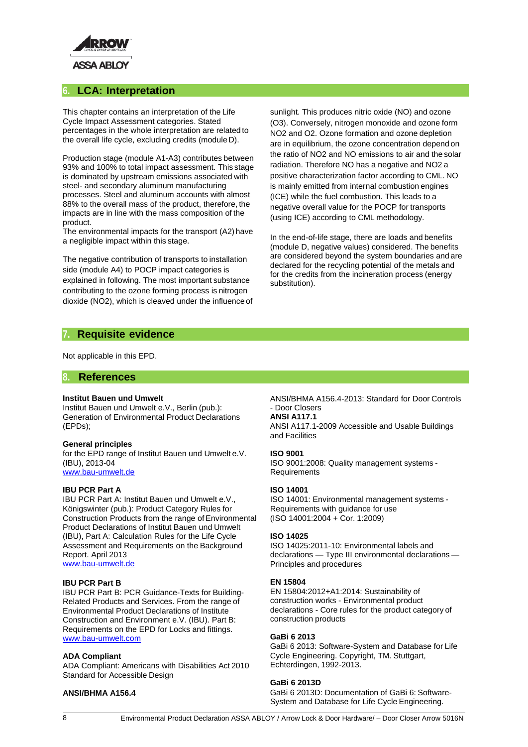## 6. LCA: Interpretation

This chapter contains an interpretation of the Life Cycle Impact Assessment categories. Stated percentages in the whole interpretation are related to the overall life cycle, excluding credits (module D).

Production stage (module A1-A3) contributes between 93% and 100% to total impact assessment. This stage is dominated by upstream emissions associated with steel- and secondary aluminum manufacturing processes. Steel and aluminum accounts with almost 88% to the overall mass of the product, therefore, the impacts are in line with the mass composition of the product.
The environmental impacts for the transport (A2) have a negligible impact within this stage.

The negative contribution of transports to installation side (module A4) to POCP impact categories is explained in following. The most important substance contributing to the ozone forming process is nitrogen dioxide ($NO_2$), which is cleaved under the influence of sunlight. This produces nitric oxide (NO) and ozone ($O_3$). Conversely, nitrogen monoxide and ozone form $NO_2$ and $O_2$. Ozone formation and ozone depletion are in equilibrium, the ozone concentration depend on the ratio of $NO_2$ and NO emissions to air and the solar radiation. Therefore NO has a negative and $NO_2$ a positive characterization factor according to CML. NO is mainly emitted from internal combustion engines (ICE) while the fuel combustion. This leads to a negative overall value for the POCP for transports (using ICE) according to CML methodology.

In the end-of-life stage, there are loads and benefits (module D, negative values) considered. The benefits are considered beyond the system boundaries and are declared for the recycling potential of the metals and for the credits from the incineration process (energy substitution).

## 7. Requisite evidence

Not applicable in this EPD.

## 8. References

**Institut Bauen und Umwelt**
Institut Bauen und Umwelt e.V., Berlin (pub.): Generation of Environmental Product Declarations (EPDs);

**General principles**
for the EPD range of Institut Bauen und Umwelt e.V. (IBU), 2013-04
www.bau-umwelt.de

**IBU PCR Part A**
IBU PCR Part A: Institut Bauen und Umwelt e.V., Königswinter (pub.): Product Category Rules for Construction Products from the range of Environmental Product Declarations of Institut Bauen und Umwelt (IBU), Part A: Calculation Rules for the Life Cycle Assessment and Requirements on the Background Report. April 2013
www.bau-umwelt.de

**IBU PCR Part B**
IBU PCR Part B: PCR Guidance-Texts for Building-Related Products and Services. From the range of Environmental Product Declarations of Institute Construction and Environment e.V. (IBU). Part B: Requirements on the EPD for Locks and fittings.
www.bau-umwelt.com

**ADA Compliant**
ADA Compliant: Americans with Disabilities Act 2010 Standard for Accessible Design

**ANSI/BHMA A156.4**
ANSI/BHMA A156.4-2013: Standard for Door Controls - Door Closers

**ANSI A117.1**
ANSI A117.1-2009 Accessible and Usable Buildings and Facilities

**ISO 9001**
ISO 9001:2008: Quality management systems - Requirements

**ISO 14001**
ISO 14001: Environmental management systems - Requirements with guidance for use
(ISO 14001:2004 + Cor. 1:2009)

**ISO 14025**
ISO 14025:2011-10: Environmental labels and declarations — Type III environmental declarations — Principles and procedures

**EN 15804**
EN 15804:2012+A1:2014: Sustainability of construction works - Environmental product declarations - Core rules for the product category of construction products

**GaBi 6 2013**
GaBi 6 2013: Software-System and Database for Life Cycle Engineering. Copyright, TM. Stuttgart, Echterdingen, 1992-2013.

**GaBi 6 2013D**
GaBi 6 2013D: Documentation of GaBi 6: Software-System and Database for Life Cycle Engineering.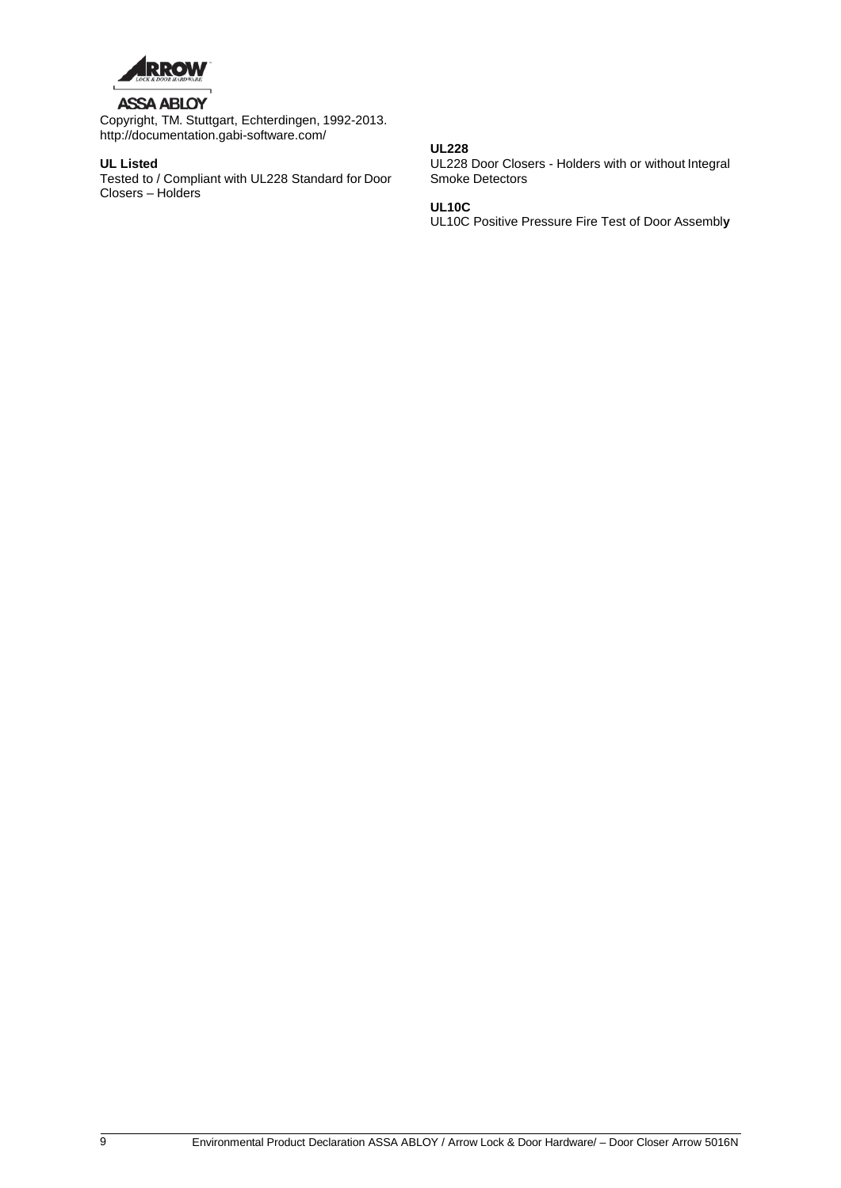Copyright, TM. Stuttgart, Echterdingen, 1992-2013. http://documentation.gabi-software.com/

**UL Listed**

Tested to / Compliant with UL228 Standard for Door Closers – Holders

**UL228**

UL228 Door Closers - Holders with or without Integral Smoke Detectors

**UL10C**

UL10C Positive Pressure Fire Test of Door Assembly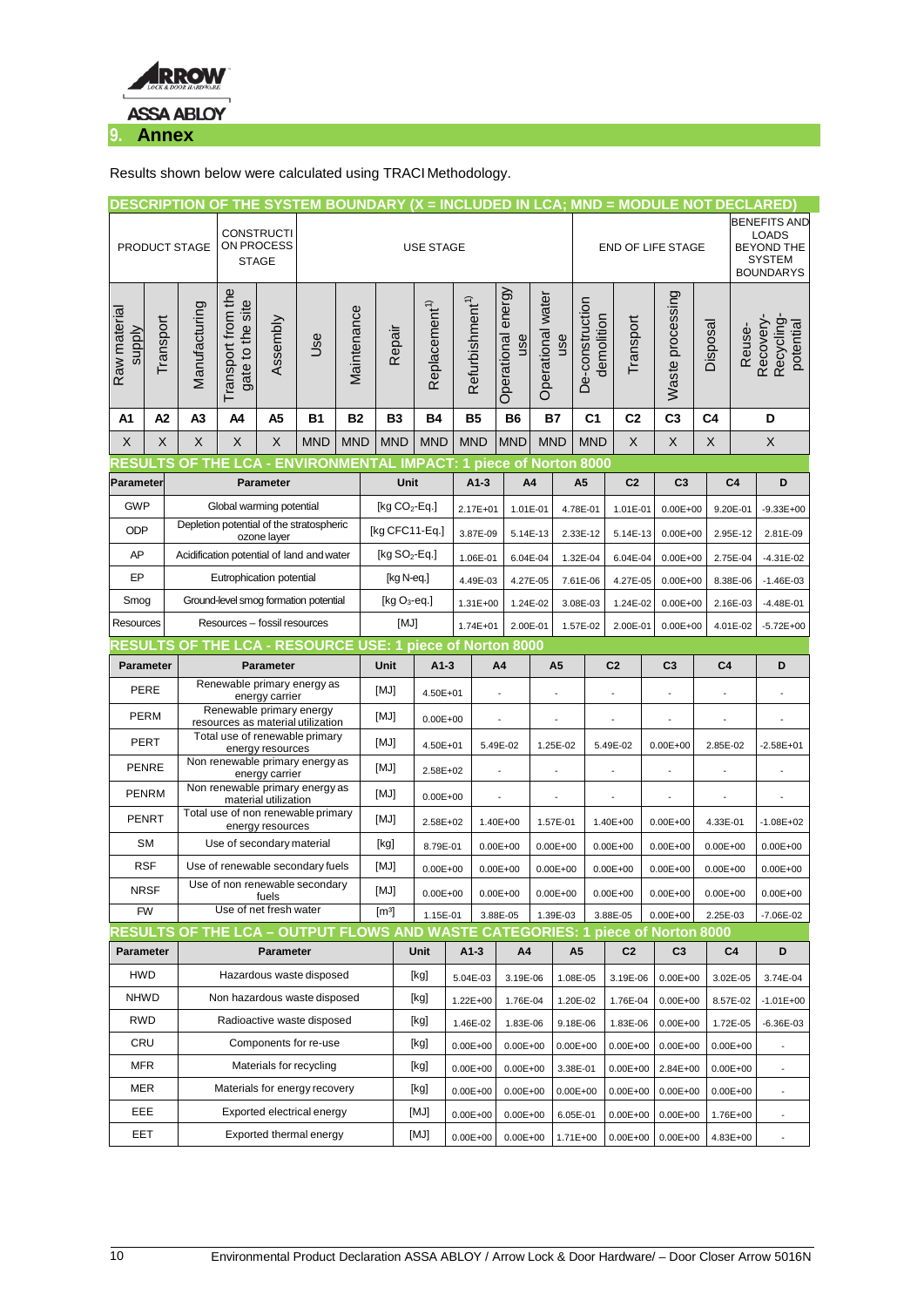## 9. Annex

Results shown below were calculated using TRACI Methodology.

**DESCRIPTION OF THE SYSTEM BOUNDARY (X = INCLUDED IN LCA; MND = MODULE NOT DECLARED)**

| PRODUCT STAGE | | | CONSTRUCTION PROCESS STAGE | | USE STAGE | | | | | | | END OF LIFE STAGE | | | | BENEFITS AND LOADS BEYOND THE SYSTEM BOUNDARYS |
|---|---|---|---|---|---|---|---|---|---|---|---|---|---|---|---|---|
| Raw material supply | Transport | Manufacturing | Transport from the gate to the site | Assembly | Use | Maintenance | Repair | Replacement[1)] | Refurbishment[1)] | Operational energy use | Operational water use | De-construction demolition | Transport | Waste processing | Disposal | Reuse-Recovery-Recycling-potential |
| A1 | A2 | A3 | A4 | A5 | B1 | B2 | B3 | B4 | B5 | B6 | B7 | C1 | C2 | C3 | C4 | D |
| X | X | X | X | X | MND | MND | MND | MND | MND | MND | MND | MND | X | X | X | X |

**RESULTS OF THE LCA - ENVIRONMENTAL IMPACT: 1 piece of Norton 8000**

| Parameter | Parameter | Unit | A1-3 | A4 | A5 | C2 | C3 | C4 | D |
|---|---|---|---|---|---|---|---|---|---|
| GWP | Global warming potential | [kg $CO_2$-Eq.] | 2.17E+01 | 1.01E-01 | 4.78E-01 | 1.01E-01 | 0.00E+00 | 9.20E-01 | -9.33E+00 |
| ODP | Depletion potential of the stratospheric ozone layer | [kg CFC11-Eq.] | 3.87E-09 | 5.14E-13 | 2.33E-12 | 5.14E-13 | 0.00E+00 | 2.95E-12 | 2.81E-09 |
| AP | Acidification potential of land and water | [kg $SO_2$-Eq.] | 1.06E-01 | 6.04E-04 | 1.32E-04 | 6.04E-04 | 0.00E+00 | 2.75E-04 | -4.31E-02 |
| EP | Eutrophication potential | [kg N-eq.] | 4.49E-03 | 4.27E-05 | 7.61E-06 | 4.27E-05 | 0.00E+00 | 8.38E-06 | -1.46E-03 |
| Smog | Ground-level smog formation potential | [kg $O_3$-eq.] | 1.31E+00 | 1.24E-02 | 3.08E-03 | 1.24E-02 | 0.00E+00 | 2.16E-03 | -4.48E-01 |
| Resources | Resources – fossil resources | [MJ] | 1.74E+01 | 2.00E-01 | 1.57E-02 | 2.00E-01 | 0.00E+00 | 4.01E-02 | -5.72E+00 |

**RESULTS OF THE LCA - RESOURCE USE: 1 piece of Norton 8000**

| Parameter | Parameter | Unit | A1-3 | A4 | A5 | C2 | C3 | C4 | D |
|---|---|---|---|---|---|---|---|---|---|
| PERE | Renewable primary energy as energy carrier | [MJ] | 4.50E+01 | - | - | - | - | - | - |
| PERM | Renewable primary energy resources as material utilization | [MJ] | 0.00E+00 | - | - | - | - | - | - |
| PERT | Total use of renewable primary energy resources | [MJ] | 4.50E+01 | 5.49E-02 | 1.25E-02 | 5.49E-02 | 0.00E+00 | 2.85E-02 | -2.58E+01 |
| PENRE | Non renewable primary energy as energy carrier | [MJ] | 2.58E+02 | - | - | - | - | - | - |
| PENRM | Non renewable primary energy as material utilization | [MJ] | 0.00E+00 | - | - | - | - | - | - |
| PENRT | Total use of non renewable primary energy resources | [MJ] | 2.58E+02 | 1.40E+00 | 1.57E-01 | 1.40E+00 | 0.00E+00 | 4.33E-01 | -1.08E+02 |
| SM | Use of secondary material | [kg] | 8.79E-01 | 0.00E+00 | 0.00E+00 | 0.00E+00 | 0.00E+00 | 0.00E+00 | 0.00E+00 |
| RSF | Use of renewable secondary fuels | [MJ] | 0.00E+00 | 0.00E+00 | 0.00E+00 | 0.00E+00 | 0.00E+00 | 0.00E+00 | 0.00E+00 |
| NRSF | Use of non renewable secondary fuels | [MJ] | 0.00E+00 | 0.00E+00 | 0.00E+00 | 0.00E+00 | 0.00E+00 | 0.00E+00 | 0.00E+00 |
| FW | Use of net fresh water | [$m^3$] | 1.15E-01 | 3.88E-05 | 1.39E-03 | 3.88E-05 | 0.00E+00 | 2.25E-03 | -7.06E-02 |

**RESULTS OF THE LCA – OUTPUT FLOWS AND WASTE CATEGORIES: 1 piece of Norton 8000**

| Parameter | Parameter | Unit | A1-3 | A4 | A5 | C2 | C3 | C4 | D |
|---|---|---|---|---|---|---|---|---|---|
| HWD | Hazardous waste disposed | [kg] | 5.04E-03 | 3.19E-06 | 1.08E-05 | 3.19E-06 | 0.00E+00 | 3.02E-05 | 3.74E-04 |
| NHWD | Non hazardous waste disposed | [kg] | 1.22E+00 | 1.76E-04 | 1.20E-02 | 1.76E-04 | 0.00E+00 | 8.57E-02 | -1.01E+00 |
| RWD | Radioactive waste disposed | [kg] | 1.46E-02 | 1.83E-06 | 9.18E-06 | 1.83E-06 | 0.00E+00 | 1.72E-05 | -6.36E-03 |
| CRU | Components for re-use | [kg] | 0.00E+00 | 0.00E+00 | 0.00E+00 | 0.00E+00 | 0.00E+00 | 0.00E+00 | - |
| MFR | Materials for recycling | [kg] | 0.00E+00 | 0.00E+00 | 3.38E-01 | 0.00E+00 | 2.84E+00 | 0.00E+00 | - |
| MER | Materials for energy recovery | [kg] | 0.00E+00 | 0.00E+00 | 0.00E+00 | 0.00E+00 | 0.00E+00 | 0.00E+00 | - |
| EEE | Exported electrical energy | [MJ] | 0.00E+00 | 0.00E+00 | 6.05E-01 | 0.00E+00 | 0.00E+00 | 1.76E+00 | - |
| EET | Exported thermal energy | [MJ] | 0.00E+00 | 0.00E+00 | 1.71E+00 | 0.00E+00 | 0.00E+00 | 4.83E+00 | - |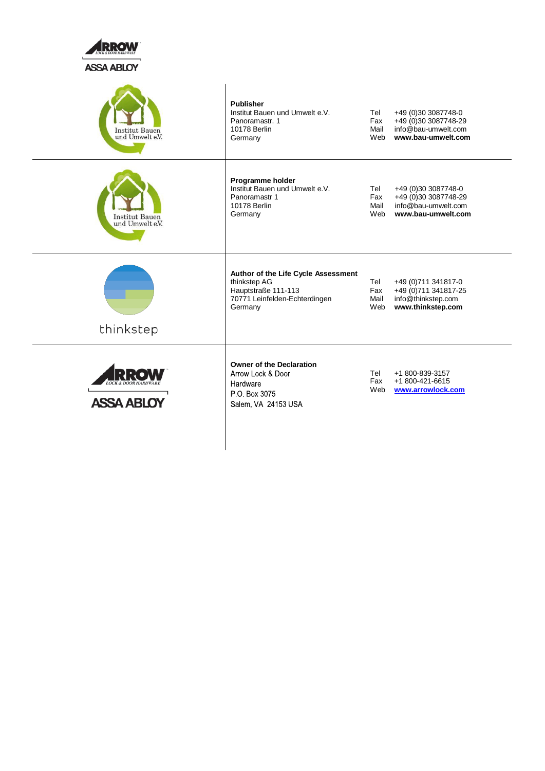| | | |
|---|---|---|
| Institut Bauen und Umwelt e.V. | **Publisher**<br>Institut Bauen und Umwelt e.V.<br>Panoramastr. 1<br>10178 Berlin<br>Germany | Tel +49 (0)30 3087748-0<br>Fax +49 (0)30 3087748-29<br>Mail info@bau-umwelt.com<br>Web **www.bau-umwelt.com** |
| Institut Bauen und Umwelt e.V. | **Programme holder**<br>Institut Bauen und Umwelt e.V.<br>Panoramastr 1<br>10178 Berlin<br>Germany | Tel +49 (0)30 3087748-0<br>Fax +49 (0)30 3087748-29<br>Mail info@bau-umwelt.com<br>Web **www.bau-umwelt.com** |
| thinkstep | **Author of the Life Cycle Assessment**<br>thinkstep AG<br>Hauptstraße 111-113<br>70771 Leinfelden-Echterdingen<br>Germany | Tel +49 (0)711 341817-0<br>Fax +49 (0)711 341817-25<br>Mail info@thinkstep.com<br>Web **www.thinkstep.com** |
| ARROW LOCK & DOOR HARDWARE ASSA ABLOY | **Owner of the Declaration**<br>Arrow Lock & Door Hardware<br>P.O. Box 3075<br>Salem, VA 24153 USA | Tel +1 800-839-3157<br>Fax +1 800-421-6615<br>Web **www.arrowlock.com** |